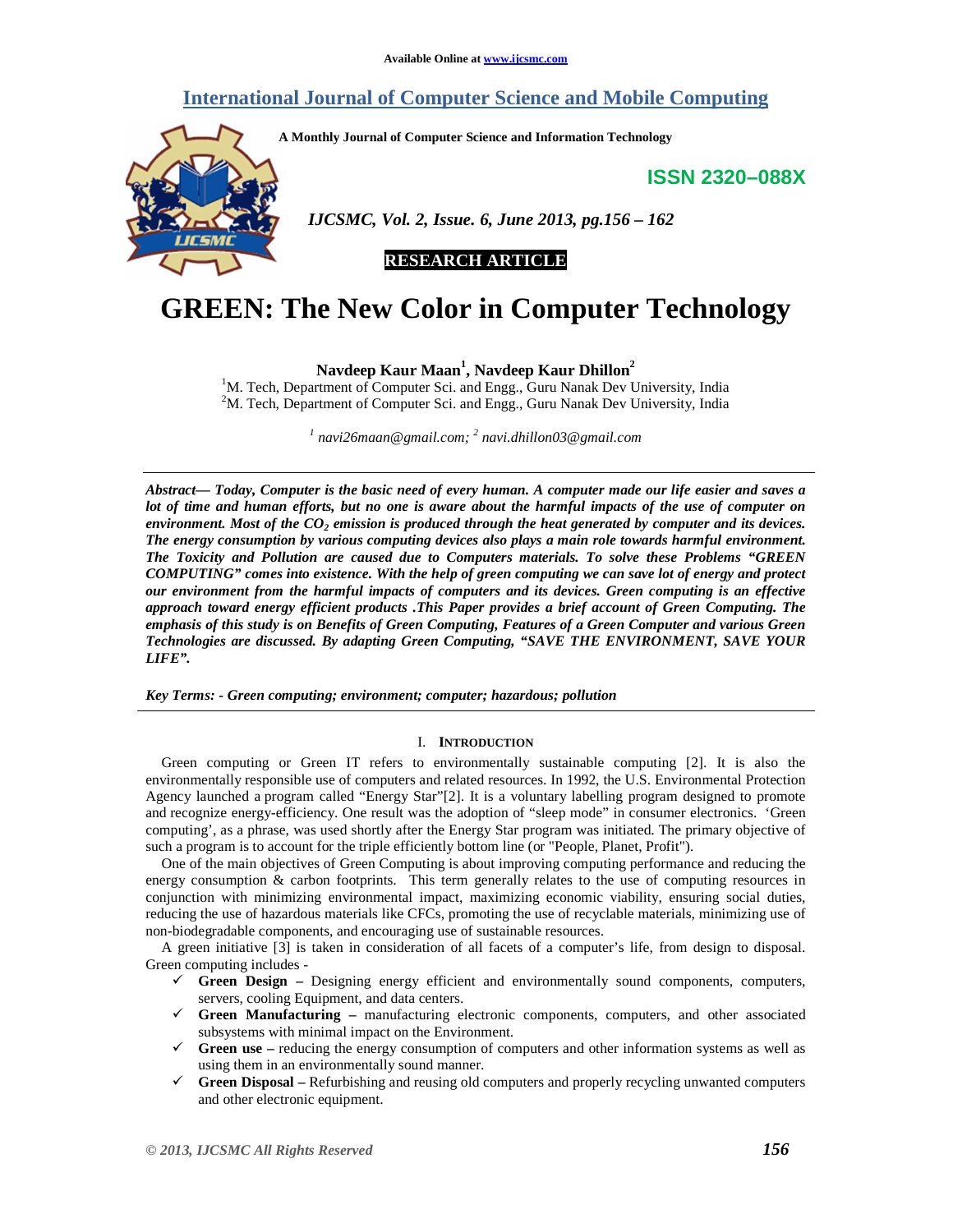Available Online at www.ijcsmc.com

# International Journal of Computer Science and Mobile Computing

A Monthly Journal of Computer Science and Information Technology

ISSN 2320–088X

*IJCSMC, Vol. 2, Issue. 6, June 2013, pg.156 – 162*

**RESEARCH ARTICLE**

# GREEN: The New Color in Computer Technology

**Navdeep Kaur Maan[1], Navdeep Kaur Dhillon[2]**

[1]M. Tech, Department of Computer Sci. and Engg., Guru Nanak Dev University, India
[2]M. Tech, Department of Computer Sci. and Engg., Guru Nanak Dev University, India

*[1] navi26maan@gmail.com; [2] navi.dhillon03@gmail.com*

***Abstract— Today, Computer is the basic need of every human. A computer made our life easier and saves a lot of time and human efforts, but no one is aware about the harmful impacts of the use of computer on environment. Most of the $CO_2$ emission is produced through the heat generated by computer and its devices. The energy consumption by various computing devices also plays a main role towards harmful environment. The Toxicity and Pollution are caused due to Computers materials. To solve these Problems "GREEN COMPUTING" comes into existence. With the help of green computing we can save lot of energy and protect our environment from the harmful impacts of computers and its devices. Green computing is an effective approach toward energy efficient products .This Paper provides a brief account of Green Computing. The emphasis of this study is on Benefits of Green Computing, Features of a Green Computer and various Green Technologies are discussed. By adapting Green Computing, "SAVE THE ENVIRONMENT, SAVE YOUR LIFE".***

***Key Terms: - Green computing; environment; computer; hazardous; pollution***

## I. Introduction

Green computing or Green IT refers to environmentally sustainable computing [2]. It is also the environmentally responsible use of computers and related resources. In 1992, the U.S. Environmental Protection Agency launched a program called "Energy Star"[2]. It is a voluntary labelling program designed to promote and recognize energy-efficiency. One result was the adoption of "sleep mode" in consumer electronics. 'Green computing', as a phrase, was used shortly after the Energy Star program was initiated. The primary objective of such a program is to account for the triple efficiently bottom line (or "People, Planet, Profit").

One of the main objectives of Green Computing is about improving computing performance and reducing the energy consumption & carbon footprints. This term generally relates to the use of computing resources in conjunction with minimizing environmental impact, maximizing economic viability, ensuring social duties, reducing the use of hazardous materials like CFCs, promoting the use of recyclable materials, minimizing use of non-biodegradable components, and encouraging use of sustainable resources.

A green initiative [3] is taken in consideration of all facets of a computer's life, from design to disposal. Green computing includes -

- ✓ **Green Design –** Designing energy efficient and environmentally sound components, computers, servers, cooling Equipment, and data centers.
- ✓ **Green Manufacturing –** manufacturing electronic components, computers, and other associated subsystems with minimal impact on the Environment.
- ✓ **Green use –** reducing the energy consumption of computers and other information systems as well as using them in an environmentally sound manner.
- ✓ **Green Disposal –** Refurbishing and reusing old computers and properly recycling unwanted computers and other electronic equipment.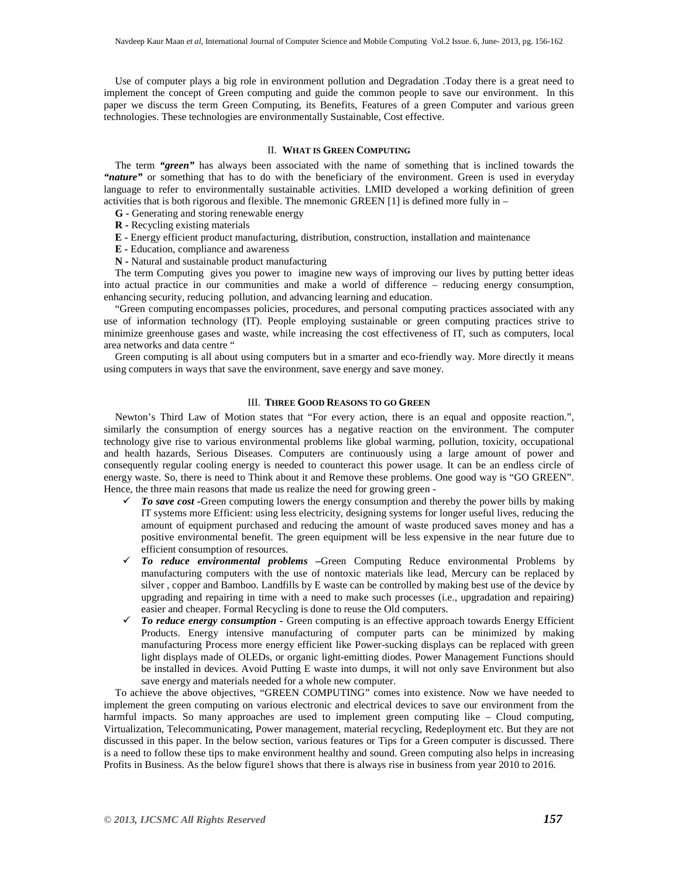Use of computer plays a big role in environment pollution and Degradation .Today there is a great need to implement the concept of Green computing and guide the common people to save our environment. In this paper we discuss the term Green Computing, its Benefits, Features of a green Computer and various green technologies. These technologies are environmentally Sustainable, Cost effective.

## II. WHAT IS GREEN COMPUTING

The term ***"green"*** has always been associated with the name of something that is inclined towards the ***"nature"*** or something that has to do with the beneficiary of the environment. Green is used in everyday language to refer to environmentally sustainable activities. LMID developed a working definition of green activities that is both rigorous and flexible. The mnemonic GREEN [1] is defined more fully in –

**G -** Generating and storing renewable energy

**R -** Recycling existing materials

**E -** Energy efficient product manufacturing, distribution, construction, installation and maintenance

**E -** Education, compliance and awareness

**N -** Natural and sustainable product manufacturing

The term Computing gives you power to imagine new ways of improving our lives by putting better ideas into actual practice in our communities and make a world of difference – reducing energy consumption, enhancing security, reducing pollution, and advancing learning and education.

"Green computing encompasses policies, procedures, and personal computing practices associated with any use of information technology (IT). People employing sustainable or green computing practices strive to minimize greenhouse gases and waste, while increasing the cost effectiveness of IT, such as computers, local area networks and data centre "

Green computing is all about using computers but in a smarter and eco-friendly way. More directly it means using computers in ways that save the environment, save energy and save money.

## III. THREE GOOD REASONS TO GO GREEN

Newton's Third Law of Motion states that "For every action, there is an equal and opposite reaction.", similarly the consumption of energy sources has a negative reaction on the environment. The computer technology give rise to various environmental problems like global warming, pollution, toxicity, occupational and health hazards, Serious Diseases. Computers are continuously using a large amount of power and consequently regular cooling energy is needed to counteract this power usage. It can be an endless circle of energy waste. So, there is need to Think about it and Remove these problems. One good way is "GO GREEN". Hence, the three main reasons that made us realize the need for growing green -

- ✓ ***To save cost*** -Green computing lowers the energy consumption and thereby the power bills by making IT systems more Efficient: using less electricity, designing systems for longer useful lives, reducing the amount of equipment purchased and reducing the amount of waste produced saves money and has a positive environmental benefit. The green equipment will be less expensive in the near future due to efficient consumption of resources.
- ✓ ***To reduce environmental problems*** –Green Computing Reduce environmental Problems by manufacturing computers with the use of nontoxic materials like lead, Mercury can be replaced by silver , copper and Bamboo. Landfills by E waste can be controlled by making best use of the device by upgrading and repairing in time with a need to make such processes (i.e., upgradation and repairing) easier and cheaper. Formal Recycling is done to reuse the Old computers.
- ✓ ***To reduce energy consumption*** - Green computing is an effective approach towards Energy Efficient Products. Energy intensive manufacturing of computer parts can be minimized by making manufacturing Process more energy efficient like Power-sucking displays can be replaced with green light displays made of OLEDs, or organic light-emitting diodes. Power Management Functions should be installed in devices. Avoid Putting E waste into dumps, it will not only save Environment but also save energy and materials needed for a whole new computer.

To achieve the above objectives, "GREEN COMPUTING" comes into existence. Now we have needed to implement the green computing on various electronic and electrical devices to save our environment from the harmful impacts. So many approaches are used to implement green computing like – Cloud computing, Virtualization, Telecommunicating, Power management, material recycling, Redeployment etc. But they are not discussed in this paper. In the below section, various features or Tips for a Green computer is discussed. There is a need to follow these tips to make environment healthy and sound. Green computing also helps in increasing Profits in Business. As the below figure1 shows that there is always rise in business from year 2010 to 2016.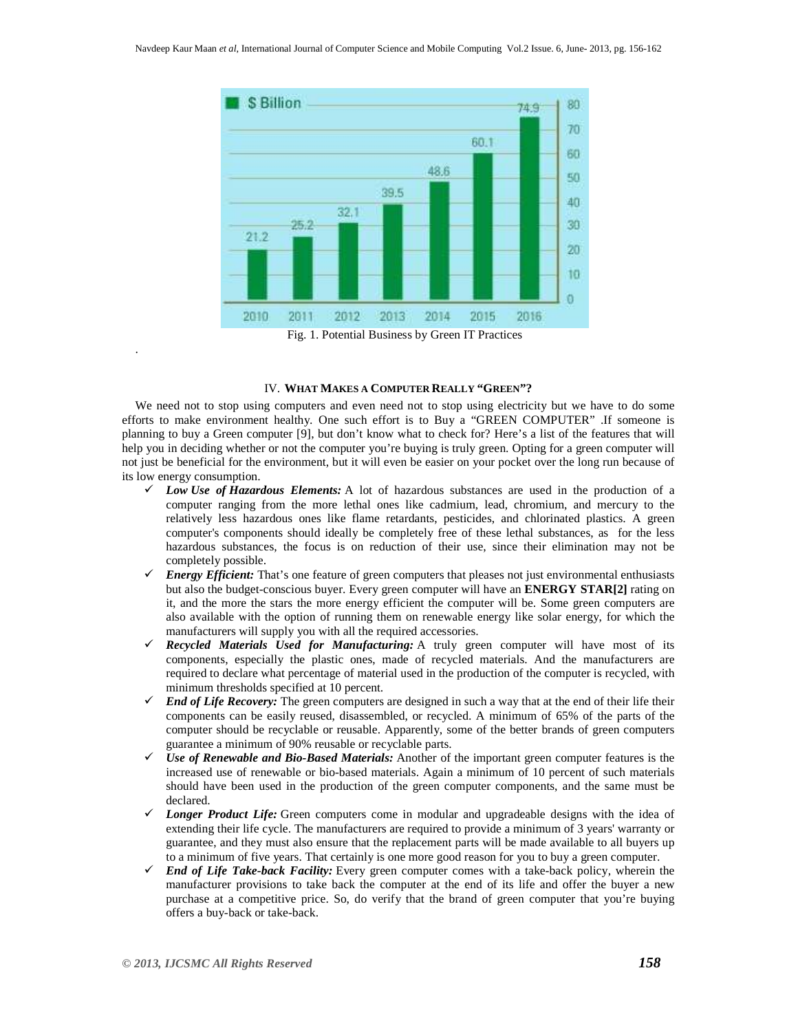Fig. 1. Potential Business by Green IT Practices

## IV. WHAT MAKES A COMPUTER REALLY "GREEN"?

We need not to stop using computers and even need not to stop using electricity but we have to do some efforts to make environment healthy. One such effort is to Buy a "GREEN COMPUTER" .If someone is planning to buy a Green computer [9], but don't know what to check for? Here's a list of the features that will help you in deciding whether or not the computer you're buying is truly green. Opting for a green computer will not just be beneficial for the environment, but it will even be easier on your pocket over the long run because of its low energy consumption.

- ✓ ***Low Use of Hazardous Elements:*** A lot of hazardous substances are used in the production of a computer ranging from the more lethal ones like cadmium, lead, chromium, and mercury to the relatively less hazardous ones like flame retardants, pesticides, and chlorinated plastics. A green computer's components should ideally be completely free of these lethal substances, as for the less hazardous substances, the focus is on reduction of their use, since their elimination may not be completely possible.
- ✓ ***Energy Efficient:*** That's one feature of green computers that pleases not just environmental enthusiasts but also the budget-conscious buyer. Every green computer will have an **ENERGY STAR[2]** rating on it, and the more the stars the more energy efficient the computer will be. Some green computers are also available with the option of running them on renewable energy like solar energy, for which the manufacturers will supply you with all the required accessories.
- ✓ ***Recycled Materials Used for Manufacturing:*** A truly green computer will have most of its components, especially the plastic ones, made of recycled materials. And the manufacturers are required to declare what percentage of material used in the production of the computer is recycled, with minimum thresholds specified at 10 percent.
- ✓ ***End of Life Recovery:*** The green computers are designed in such a way that at the end of their life their components can be easily reused, disassembled, or recycled. A minimum of 65% of the parts of the computer should be recyclable or reusable. Apparently, some of the better brands of green computers guarantee a minimum of 90% reusable or recyclable parts.
- ✓ ***Use of Renewable and Bio-Based Materials:*** Another of the important green computer features is the increased use of renewable or bio-based materials. Again a minimum of 10 percent of such materials should have been used in the production of the green computer components, and the same must be declared.
- ✓ ***Longer Product Life:*** Green computers come in modular and upgradeable designs with the idea of extending their life cycle. The manufacturers are required to provide a minimum of 3 years' warranty or guarantee, and they must also ensure that the replacement parts will be made available to all buyers up to a minimum of five years. That certainly is one more good reason for you to buy a green computer.
- ✓ ***End of Life Take-back Facility:*** Every green computer comes with a take-back policy, wherein the manufacturer provisions to take back the computer at the end of its life and offer the buyer a new purchase at a competitive price. So, do verify that the brand of green computer that you're buying offers a buy-back or take-back.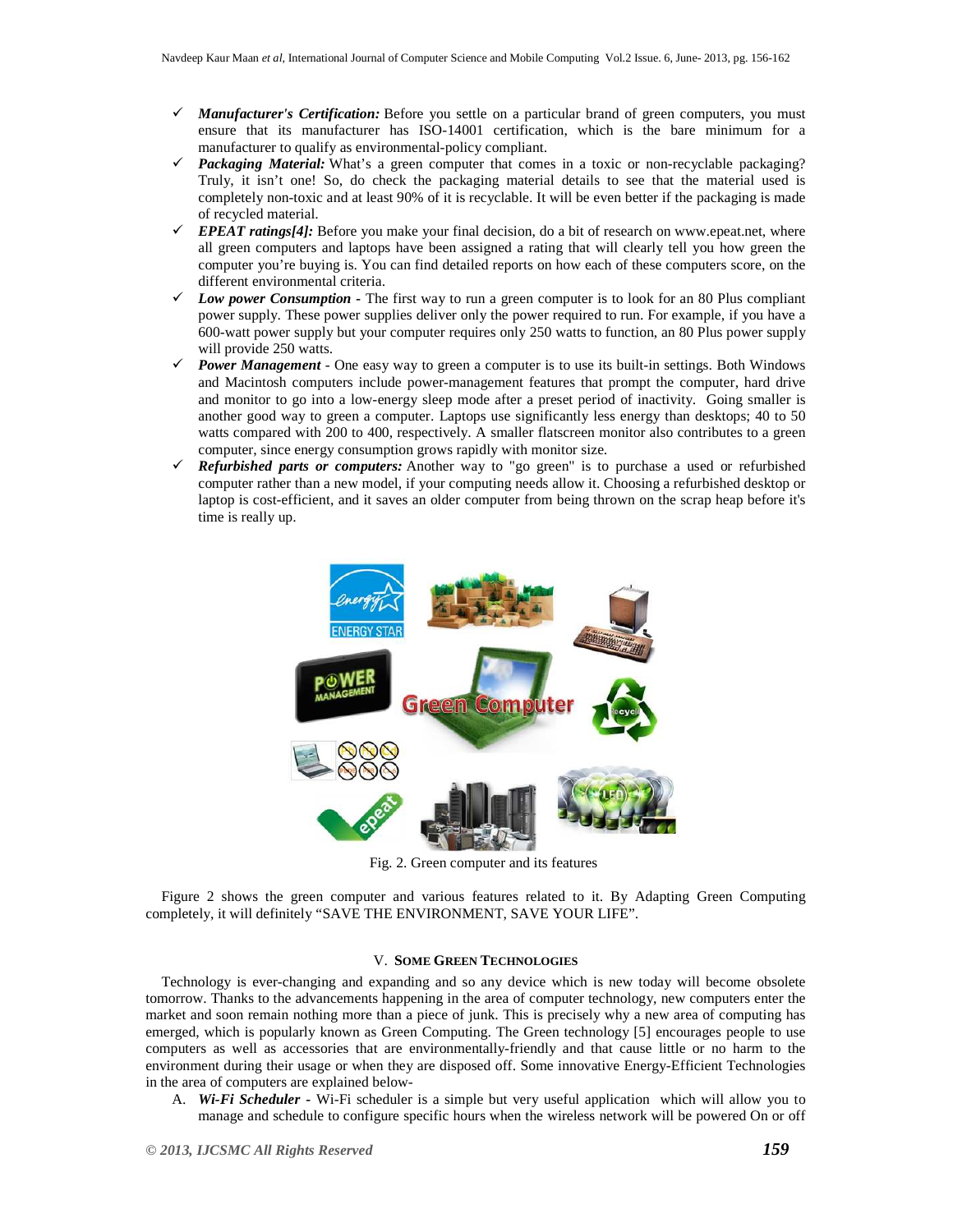- ***Manufacturer's Certification:*** Before you settle on a particular brand of green computers, you must ensure that its manufacturer has ISO-14001 certification, which is the bare minimum for a manufacturer to qualify as environmental-policy compliant.
- ***Packaging Material:*** What's a green computer that comes in a toxic or non-recyclable packaging? Truly, it isn't one! So, do check the packaging material details to see that the material used is completely non-toxic and at least 90% of it is recyclable. It will be even better if the packaging is made of recycled material.
- ***EPEAT ratings[4]:*** Before you make your final decision, do a bit of research on www.epeat.net, where all green computers and laptops have been assigned a rating that will clearly tell you how green the computer you're buying is. You can find detailed reports on how each of these computers score, on the different environmental criteria.
- ***Low power Consumption*** - The first way to run a green computer is to look for an 80 Plus compliant power supply. These power supplies deliver only the power required to run. For example, if you have a 600-watt power supply but your computer requires only 250 watts to function, an 80 Plus power supply will provide 250 watts.
- ***Power Management*** - One easy way to green a computer is to use its built-in settings. Both Windows and Macintosh computers include power-management features that prompt the computer, hard drive and monitor to go into a low-energy sleep mode after a preset period of inactivity. Going smaller is another good way to green a computer. Laptops use significantly less energy than desktops; 40 to 50 watts compared with 200 to 400, respectively. A smaller flatscreen monitor also contributes to a green computer, since energy consumption grows rapidly with monitor size.
- ***Refurbished parts or computers:*** Another way to "go green" is to purchase a used or refurbished computer rather than a new model, if your computing needs allow it. Choosing a refurbished desktop or laptop is cost-efficient, and it saves an older computer from being thrown on the scrap heap before it's time is really up.

Fig. 2. Green computer and its features

Figure 2 shows the green computer and various features related to it. By Adapting Green Computing completely, it will definitely "SAVE THE ENVIRONMENT, SAVE YOUR LIFE".

## V. Some Green Technologies

Technology is ever-changing and expanding and so any device which is new today will become obsolete tomorrow. Thanks to the advancements happening in the area of computer technology, new computers enter the market and soon remain nothing more than a piece of junk. This is precisely why a new area of computing has emerged, which is popularly known as Green Computing. The Green technology [5] encourages people to use computers as well as accessories that are environmentally-friendly and that cause little or no harm to the environment during their usage or when they are disposed off. Some innovative Energy-Efficient Technologies in the area of computers are explained below-

A. ***Wi-Fi Scheduler*** - Wi-Fi scheduler is a simple but very useful application which will allow you to manage and schedule to configure specific hours when the wireless network will be powered On or off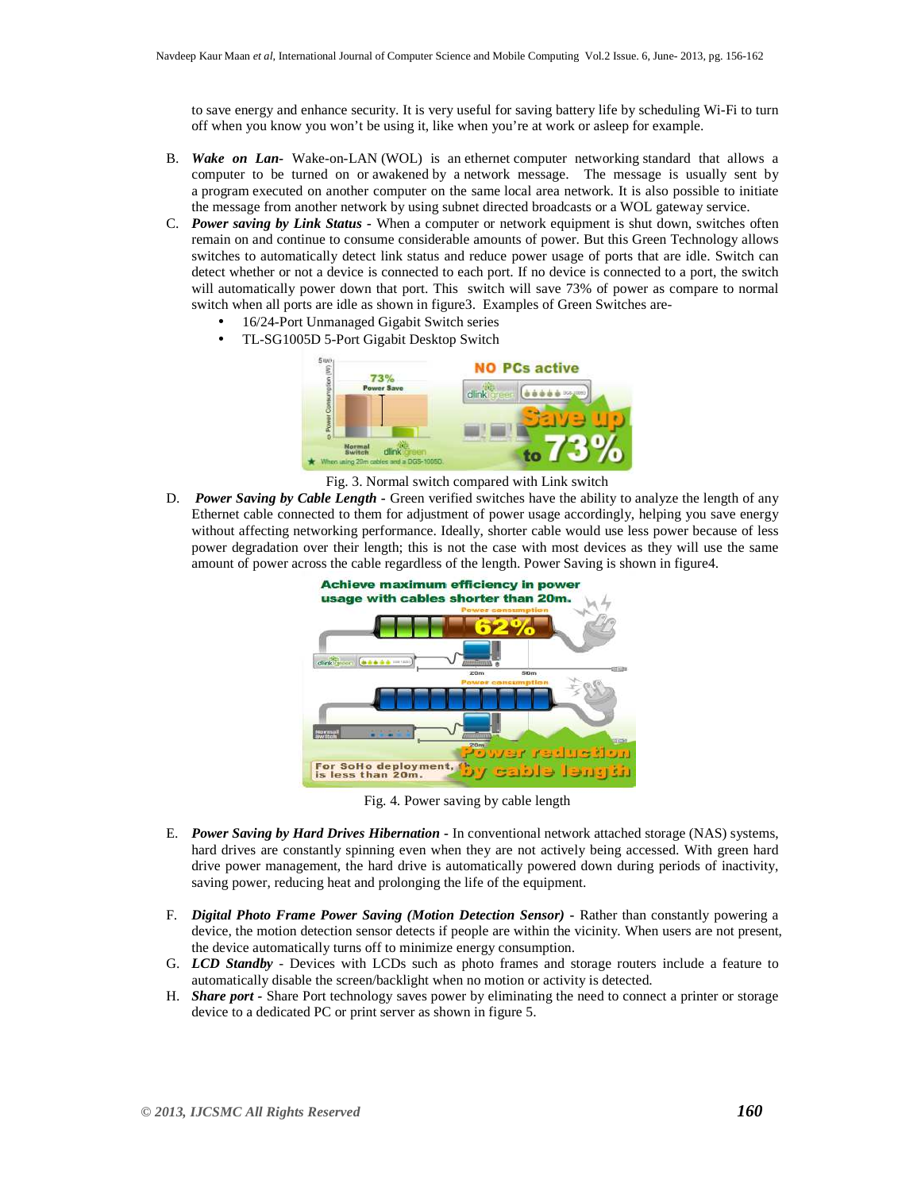to save energy and enhance security. It is very useful for saving battery life by scheduling Wi-Fi to turn off when you know you won't be using it, like when you're at work or asleep for example.

B. ***Wake on Lan-*** Wake-on-LAN (WOL) is an ethernet computer networking standard that allows a computer to be turned on or awakened by a network message. The message is usually sent by a program executed on another computer on the same local area network. It is also possible to initiate the message from another network by using subnet directed broadcasts or a WOL gateway service.

C. ***Power saving by Link Status*** - When a computer or network equipment is shut down, switches often remain on and continue to consume considerable amounts of power. But this Green Technology allows switches to automatically detect link status and reduce power usage of ports that are idle. Switch can detect whether or not a device is connected to each port. If no device is connected to a port, the switch will automatically power down that port. This switch will save 73% of power as compare to normal switch when all ports are idle as shown in figure3. Examples of Green Switches are-
   - 16/24-Port Unmanaged Gigabit Switch series
   - TL-SG1005D 5-Port Gigabit Desktop Switch

Fig. 3. Normal switch compared with Link switch

D. ***Power Saving by Cable Length*** - Green verified switches have the ability to analyze the length of any Ethernet cable connected to them for adjustment of power usage accordingly, helping you save energy without affecting networking performance. Ideally, shorter cable would use less power because of less power degradation over their length; this is not the case with most devices as they will use the same amount of power across the cable regardless of the length. Power Saving is shown in figure4.

Fig. 4. Power saving by cable length

E. ***Power Saving by Hard Drives Hibernation*** - In conventional network attached storage (NAS) systems, hard drives are constantly spinning even when they are not actively being accessed. With green hard drive power management, the hard drive is automatically powered down during periods of inactivity, saving power, reducing heat and prolonging the life of the equipment.

F. ***Digital Photo Frame Power Saving (Motion Detection Sensor)*** - Rather than constantly powering a device, the motion detection sensor detects if people are within the vicinity. When users are not present, the device automatically turns off to minimize energy consumption.

G. ***LCD Standby*** - Devices with LCDs such as photo frames and storage routers include a feature to automatically disable the screen/backlight when no motion or activity is detected.

H. ***Share port*** - Share Port technology saves power by eliminating the need to connect a printer or storage device to a dedicated PC or print server as shown in figure 5.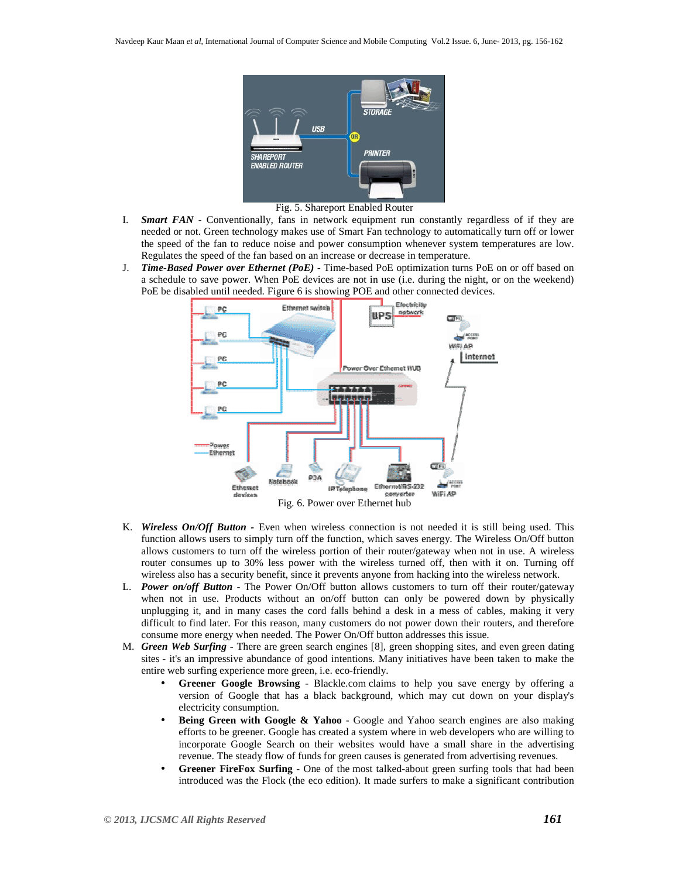Fig. 5. Shareport Enabled Router

I. ***Smart FAN*** - Conventionally, fans in network equipment run constantly regardless of if they are needed or not. Green technology makes use of Smart Fan technology to automatically turn off or lower the speed of the fan to reduce noise and power consumption whenever system temperatures are low. Regulates the speed of the fan based on an increase or decrease in temperature.

J. ***Time-Based Power over Ethernet (PoE)*** - Time-based PoE optimization turns PoE on or off based on a schedule to save power. When PoE devices are not in use (i.e. during the night, or on the weekend) PoE be disabled until needed. Figure 6 is showing POE and other connected devices.

Fig. 6. Power over Ethernet hub

K. ***Wireless On/Off Button*** - Even when wireless connection is not needed it is still being used. This function allows users to simply turn off the function, which saves energy. The Wireless On/Off button allows customers to turn off the wireless portion of their router/gateway when not in use. A wireless router consumes up to 30% less power with the wireless turned off, then with it on. Turning off wireless also has a security benefit, since it prevents anyone from hacking into the wireless network.

L. ***Power on/off Button*** - The Power On/Off button allows customers to turn off their router/gateway when not in use. Products without an on/off button can only be powered down by physically unplugging it, and in many cases the cord falls behind a desk in a mess of cables, making it very difficult to find later. For this reason, many customers do not power down their routers, and therefore consume more energy when needed. The Power On/Off button addresses this issue.

M. ***Green Web Surfing*** - There are green search engines [8], green shopping sites, and even green dating sites - it's an impressive abundance of good intentions. Many initiatives have been taken to make the entire web surfing experience more green, i.e. eco-friendly.

- **Greener Google Browsing** - Blackle.com claims to help you save energy by offering a version of Google that has a black background, which may cut down on your display's electricity consumption.
- **Being Green with Google & Yahoo** - Google and Yahoo search engines are also making efforts to be greener. Google has created a system where in web developers who are willing to incorporate Google Search on their websites would have a small share in the advertising revenue. The steady flow of funds for green causes is generated from advertising revenues.
- **Greener FireFox Surfing** - One of the most talked-about green surfing tools that had been introduced was the Flock (the eco edition). It made surfers to make a significant contribution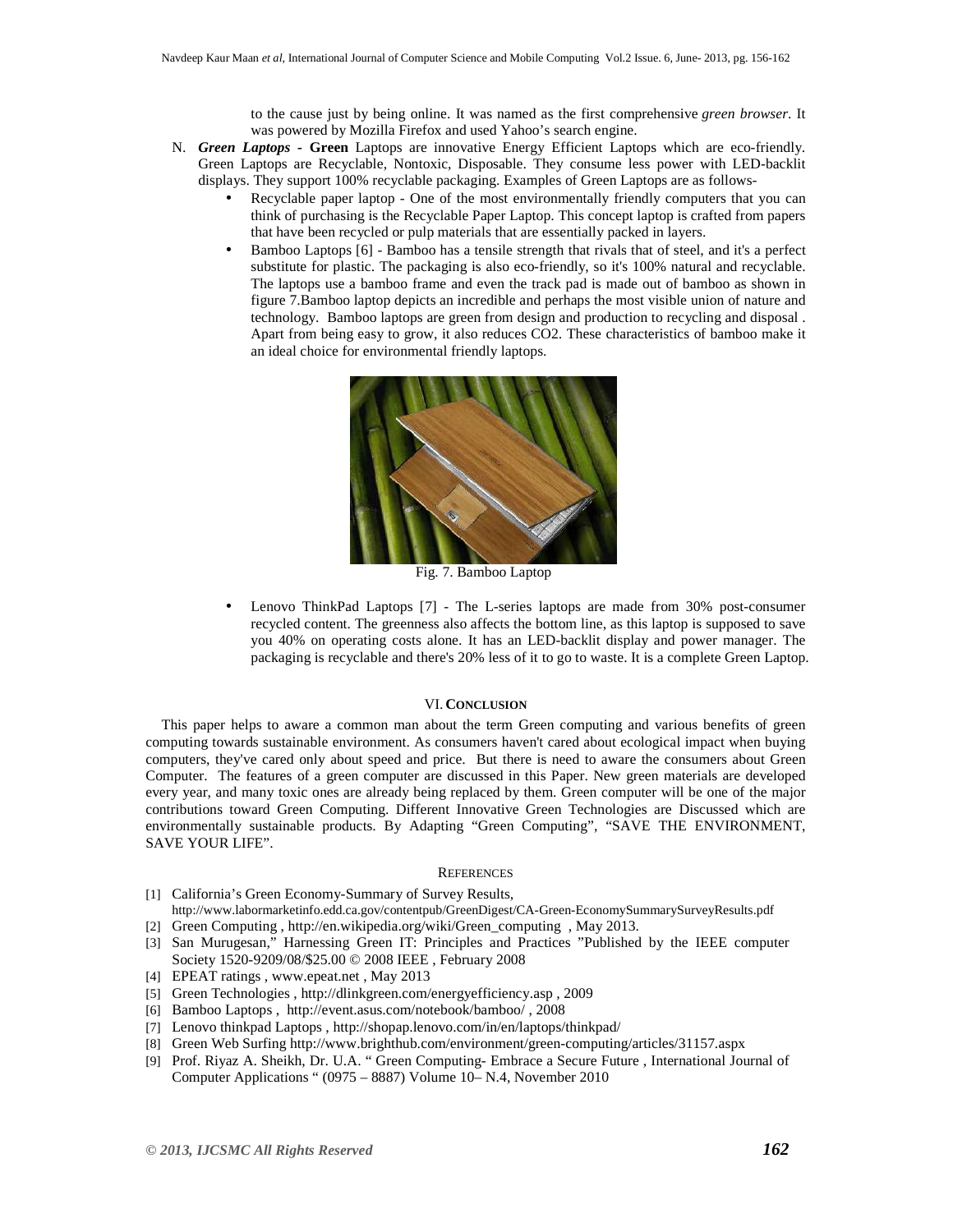to the cause just by being online. It was named as the first comprehensive *green browser*. It was powered by Mozilla Firefox and used Yahoo's search engine.

N. ***Green Laptops* - Green** Laptops are innovative Energy Efficient Laptops which are eco-friendly. Green Laptops are Recyclable, Nontoxic, Disposable. They consume less power with LED-backlit displays. They support 100% recyclable packaging. Examples of Green Laptops are as follows-

- Recyclable paper laptop - One of the most environmentally friendly computers that you can think of purchasing is the Recyclable Paper Laptop. This concept laptop is crafted from papers that have been recycled or pulp materials that are essentially packed in layers.
- Bamboo Laptops [6] - Bamboo has a tensile strength that rivals that of steel, and it's a perfect substitute for plastic. The packaging is also eco-friendly, so it's 100% natural and recyclable. The laptops use a bamboo frame and even the track pad is made out of bamboo as shown in figure 7.Bamboo laptop depicts an incredible and perhaps the most visible union of nature and technology. Bamboo laptops are green from design and production to recycling and disposal . Apart from being easy to grow, it also reduces CO2. These characteristics of bamboo make it an ideal choice for environmental friendly laptops.

Fig. 7. Bamboo Laptop

- Lenovo ThinkPad Laptops [7] - The L-series laptops are made from 30% post-consumer recycled content. The greenness also affects the bottom line, as this laptop is supposed to save you 40% on operating costs alone. It has an LED-backlit display and power manager. The packaging is recyclable and there's 20% less of it to go to waste. It is a complete Green Laptop.

## VI. CONCLUSION

This paper helps to aware a common man about the term Green computing and various benefits of green computing towards sustainable environment. As consumers haven't cared about ecological impact when buying computers, they've cared only about speed and price. But there is need to aware the consumers about Green Computer. The features of a green computer are discussed in this Paper. New green materials are developed every year, and many toxic ones are already being replaced by them. Green computer will be one of the major contributions toward Green Computing. Different Innovative Green Technologies are Discussed which are environmentally sustainable products. By Adapting "Green Computing", "SAVE THE ENVIRONMENT, SAVE YOUR LIFE".

## REFERENCES

[1] California's Green Economy-Summary of Survey Results, http://www.labormarketinfo.edd.ca.gov/contentpub/GreenDigest/CA-Green-EconomySummarySurveyResults.pdf

[2] Green Computing , http://en.wikipedia.org/wiki/Green_computing , May 2013.

[3] San Murugesan," Harnessing Green IT: Principles and Practices "Published by the IEEE computer Society 1520-9209/08/$25.00 © 2008 IEEE , February 2008

[4] EPEAT ratings , www.epeat.net , May 2013

[5] Green Technologies , http://dlinkgreen.com/energyefficiency.asp , 2009

[6] Bamboo Laptops , http://event.asus.com/notebook/bamboo/ , 2008

[7] Lenovo thinkpad Laptops , http://shopap.lenovo.com/in/en/laptops/thinkpad/

[8] Green Web Surfing http://www.brighthub.com/environment/green-computing/articles/31157.aspx

[9] Prof. Riyaz A. Sheikh, Dr. U.A. " Green Computing- Embrace a Secure Future , International Journal of Computer Applications " (0975 – 8887) Volume 10– N.4, November 2010